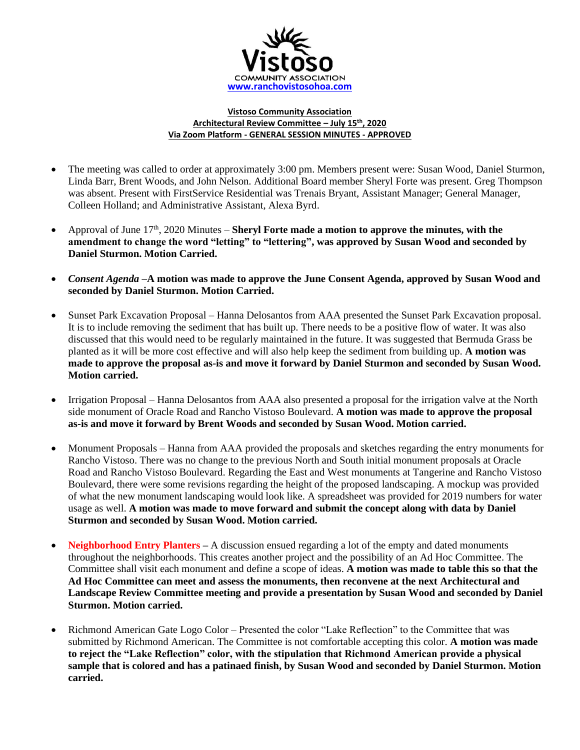Vistoso
COMMUNITY ASSOCIATION
www.ranchovistosohoa.com

**Vistoso Community Association**
**Architectural Review Committee – July 15th, 2020**
**Via Zoom Platform - GENERAL SESSION MINUTES - APPROVED**

- The meeting was called to order at approximately 3:00 pm. Members present were: Susan Wood, Daniel Sturmon, Linda Barr, Brent Woods, and John Nelson. Additional Board member Sheryl Forte was present. Greg Thompson was absent. Present with FirstService Residential was Trenais Bryant, Assistant Manager; General Manager, Colleen Holland; and Administrative Assistant, Alexa Byrd.

- Approval of June 17th, 2020 Minutes – **Sheryl Forte made a motion to approve the minutes, with the amendment to change the word "letting" to "lettering", was approved by Susan Wood and seconded by Daniel Sturmon. Motion Carried.**

- *Consent Agenda* –**A motion was made to approve the June Consent Agenda, approved by Susan Wood and seconded by Daniel Sturmon. Motion Carried.**

- Sunset Park Excavation Proposal – Hanna Delosantos from AAA presented the Sunset Park Excavation proposal. It is to include removing the sediment that has built up. There needs to be a positive flow of water. It was also discussed that this would need to be regularly maintained in the future. It was suggested that Bermuda Grass be planted as it will be more cost effective and will also help keep the sediment from building up. **A motion was made to approve the proposal as-is and move it forward by Daniel Sturmon and seconded by Susan Wood. Motion carried.**

- Irrigation Proposal – Hanna Delosantos from AAA also presented a proposal for the irrigation valve at the North side monument of Oracle Road and Rancho Vistoso Boulevard. **A motion was made to approve the proposal as-is and move it forward by Brent Woods and seconded by Susan Wood. Motion carried.**

- Monument Proposals – Hanna from AAA provided the proposals and sketches regarding the entry monuments for Rancho Vistoso. There was no change to the previous North and South initial monument proposals at Oracle Road and Rancho Vistoso Boulevard. Regarding the East and West monuments at Tangerine and Rancho Vistoso Boulevard, there were some revisions regarding the height of the proposed landscaping. A mockup was provided of what the new monument landscaping would look like. A spreadsheet was provided for 2019 numbers for water usage as well. **A motion was made to move forward and submit the concept along with data by Daniel Sturmon and seconded by Susan Wood. Motion carried.**

- **Neighborhood Entry Planters** – A discussion ensued regarding a lot of the empty and dated monuments throughout the neighborhoods. This creates another project and the possibility of an Ad Hoc Committee. The Committee shall visit each monument and define a scope of ideas. **A motion was made to table this so that the Ad Hoc Committee can meet and assess the monuments, then reconvene at the next Architectural and Landscape Review Committee meeting and provide a presentation by Susan Wood and seconded by Daniel Sturmon. Motion carried.**

- Richmond American Gate Logo Color – Presented the color "Lake Reflection" to the Committee that was submitted by Richmond American. The Committee is not comfortable accepting this color. **A motion was made to reject the "Lake Reflection" color, with the stipulation that Richmond American provide a physical sample that is colored and has a patinaed finish, by Susan Wood and seconded by Daniel Sturmon. Motion carried.**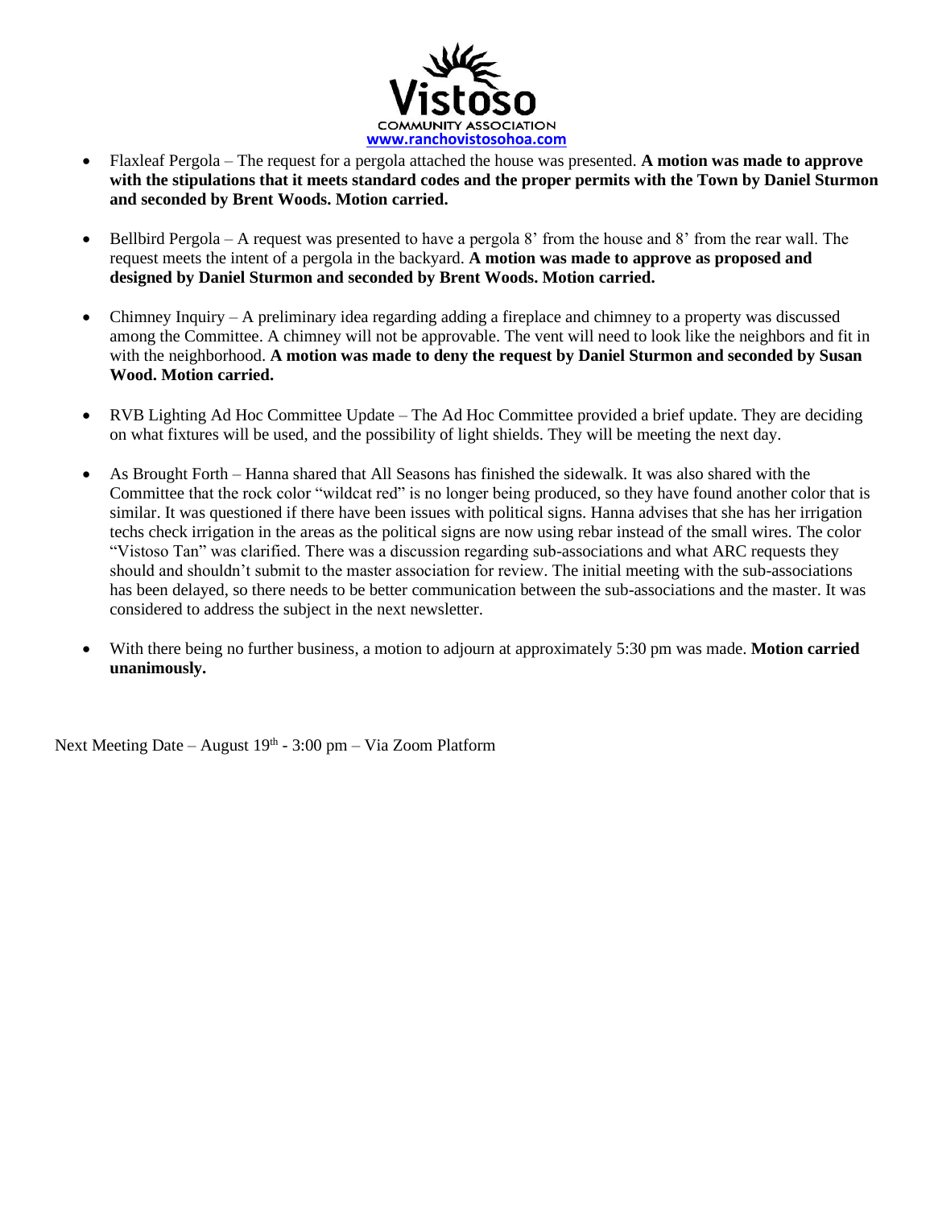- Flaxleaf Pergola – The request for a pergola attached the house was presented. **A motion was made to approve with the stipulations that it meets standard codes and the proper permits with the Town by Daniel Sturmon and seconded by Brent Woods. Motion carried.**

- Bellbird Pergola – A request was presented to have a pergola 8' from the house and 8' from the rear wall. The request meets the intent of a pergola in the backyard. **A motion was made to approve as proposed and designed by Daniel Sturmon and seconded by Brent Woods. Motion carried.**

- Chimney Inquiry – A preliminary idea regarding adding a fireplace and chimney to a property was discussed among the Committee. A chimney will not be approvable. The vent will need to look like the neighbors and fit in with the neighborhood. **A motion was made to deny the request by Daniel Sturmon and seconded by Susan Wood. Motion carried.**

- RVB Lighting Ad Hoc Committee Update – The Ad Hoc Committee provided a brief update. They are deciding on what fixtures will be used, and the possibility of light shields. They will be meeting the next day.

- As Brought Forth – Hanna shared that All Seasons has finished the sidewalk. It was also shared with the Committee that the rock color "wildcat red" is no longer being produced, so they have found another color that is similar. It was questioned if there have been issues with political signs. Hanna advises that she has her irrigation techs check irrigation in the areas as the political signs are now using rebar instead of the small wires. The color "Vistoso Tan" was clarified. There was a discussion regarding sub-associations and what ARC requests they should and shouldn't submit to the master association for review. The initial meeting with the sub-associations has been delayed, so there needs to be better communication between the sub-associations and the master. It was considered to address the subject in the next newsletter.

- With there being no further business, a motion to adjourn at approximately 5:30 pm was made. **Motion carried unanimously.**

Next Meeting Date – August 19th - 3:00 pm – Via Zoom Platform